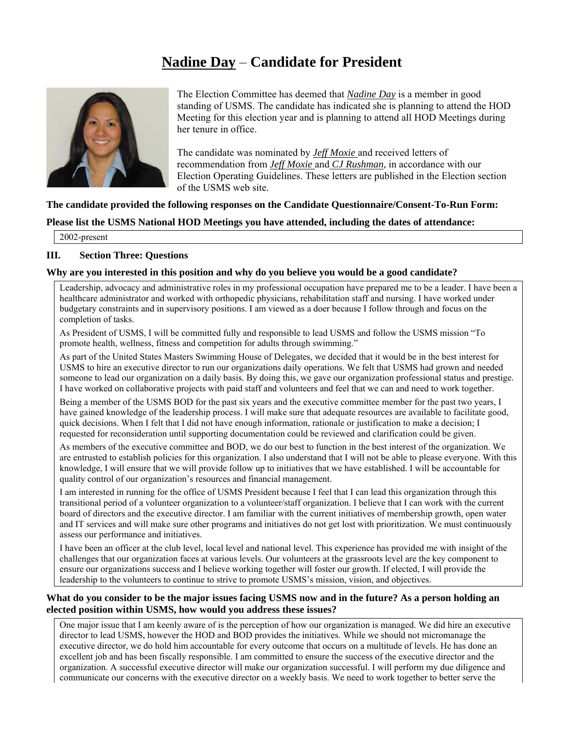# <u>Nadine Day</u> – Candidate for President

The Election Committee has deemed that *<u>Nadine Day</u>* is a member in good standing of USMS. The candidate has indicated she is planning to attend the HOD Meeting for this election year and is planning to attend all HOD Meetings during her tenure in office.

The candidate was nominated by *<u>Jeff Moxie</u>* and received letters of recommendation from *<u>Jeff Moxie</u>* and *<u>CJ Rushman</u>*, in accordance with our Election Operating Guidelines. These letters are published in the Election section of the USMS web site.

**The candidate provided the following responses on the Candidate Questionnaire/Consent-To-Run Form:**

**Please list the USMS National HOD Meetings you have attended, including the dates of attendance:**

2002-present

### III. Section Three: Questions

**Why are you interested in this position and why do you believe you would be a good candidate?**

Leadership, advocacy and administrative roles in my professional occupation have prepared me to be a leader. I have been a healthcare administrator and worked with orthopedic physicians, rehabilitation staff and nursing. I have worked under budgetary constraints and in supervisory positions. I am viewed as a doer because I follow through and focus on the completion of tasks.

As President of USMS, I will be committed fully and responsible to lead USMS and follow the USMS mission "To promote health, wellness, fitness and competition for adults through swimming."

As part of the United States Masters Swimming House of Delegates, we decided that it would be in the best interest for USMS to hire an executive director to run our organizations daily operations. We felt that USMS had grown and needed someone to lead our organization on a daily basis. By doing this, we gave our organization professional status and prestige. I have worked on collaborative projects with paid staff and volunteers and feel that we can and need to work together.

Being a member of the USMS BOD for the past six years and the executive committee member for the past two years, I have gained knowledge of the leadership process. I will make sure that adequate resources are available to facilitate good, quick decisions. When I felt that I did not have enough information, rationale or justification to make a decision; I requested for reconsideration until supporting documentation could be reviewed and clarification could be given.

As members of the executive committee and BOD, we do our best to function in the best interest of the organization. We are entrusted to establish policies for this organization. I also understand that I will not be able to please everyone. With this knowledge, I will ensure that we will provide follow up to initiatives that we have established. I will be accountable for quality control of our organization's resources and financial management.

I am interested in running for the office of USMS President because I feel that I can lead this organization through this transitional period of a volunteer organization to a volunteer/staff organization. I believe that I can work with the current board of directors and the executive director. I am familiar with the current initiatives of membership growth, open water and IT services and will make sure other programs and initiatives do not get lost with prioritization. We must continuously assess our performance and initiatives.

I have been an officer at the club level, local level and national level. This experience has provided me with insight of the challenges that our organization faces at various levels. Our volunteers at the grassroots level are the key component to ensure our organizations success and I believe working together will foster our growth. If elected, I will provide the leadership to the volunteers to continue to strive to promote USMS's mission, vision, and objectives.

**What do you consider to be the major issues facing USMS now and in the future? As a person holding an elected position within USMS, how would you address these issues?**

One major issue that I am keenly aware of is the perception of how our organization is managed. We did hire an executive director to lead USMS, however the HOD and BOD provides the initiatives. While we should not micromanage the executive director, we do hold him accountable for every outcome that occurs on a multitude of levels. He has done an excellent job and has been fiscally responsible. I am committed to ensure the success of the executive director and the organization. A successful executive director will make our organization successful. I will perform my due diligence and communicate our concerns with the executive director on a weekly basis. We need to work together to better serve the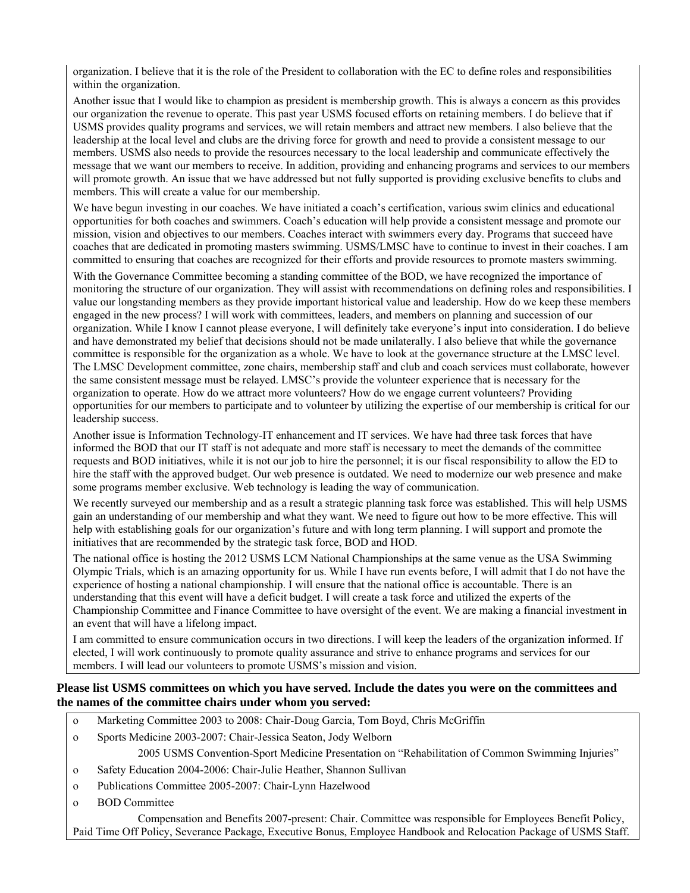organization. I believe that it is the role of the President to collaboration with the EC to define roles and responsibilities within the organization.

Another issue that I would like to champion as president is membership growth. This is always a concern as this provides our organization the revenue to operate. This past year USMS focused efforts on retaining members. I do believe that if USMS provides quality programs and services, we will retain members and attract new members. I also believe that the leadership at the local level and clubs are the driving force for growth and need to provide a consistent message to our members. USMS also needs to provide the resources necessary to the local leadership and communicate effectively the message that we want our members to receive. In addition, providing and enhancing programs and services to our members will promote growth. An issue that we have addressed but not fully supported is providing exclusive benefits to clubs and members. This will create a value for our membership.

We have begun investing in our coaches. We have initiated a coach's certification, various swim clinics and educational opportunities for both coaches and swimmers. Coach's education will help provide a consistent message and promote our mission, vision and objectives to our members. Coaches interact with swimmers every day. Programs that succeed have coaches that are dedicated in promoting masters swimming. USMS/LMSC have to continue to invest in their coaches. I am committed to ensuring that coaches are recognized for their efforts and provide resources to promote masters swimming.

With the Governance Committee becoming a standing committee of the BOD, we have recognized the importance of monitoring the structure of our organization. They will assist with recommendations on defining roles and responsibilities. I value our longstanding members as they provide important historical value and leadership. How do we keep these members engaged in the new process? I will work with committees, leaders, and members on planning and succession of our organization. While I know I cannot please everyone, I will definitely take everyone's input into consideration. I do believe and have demonstrated my belief that decisions should not be made unilaterally. I also believe that while the governance committee is responsible for the organization as a whole. We have to look at the governance structure at the LMSC level. The LMSC Development committee, zone chairs, membership staff and club and coach services must collaborate, however the same consistent message must be relayed. LMSC's provide the volunteer experience that is necessary for the organization to operate. How do we attract more volunteers? How do we engage current volunteers? Providing opportunities for our members to participate and to volunteer by utilizing the expertise of our membership is critical for our leadership success.

Another issue is Information Technology-IT enhancement and IT services. We have had three task forces that have informed the BOD that our IT staff is not adequate and more staff is necessary to meet the demands of the committee requests and BOD initiatives, while it is not our job to hire the personnel; it is our fiscal responsibility to allow the ED to hire the staff with the approved budget. Our web presence is outdated. We need to modernize our web presence and make some programs member exclusive. Web technology is leading the way of communication.

We recently surveyed our membership and as a result a strategic planning task force was established. This will help USMS gain an understanding of our membership and what they want. We need to figure out how to be more effective. This will help with establishing goals for our organization's future and with long term planning. I will support and promote the initiatives that are recommended by the strategic task force, BOD and HOD.

The national office is hosting the 2012 USMS LCM National Championships at the same venue as the USA Swimming Olympic Trials, which is an amazing opportunity for us. While I have run events before, I will admit that I do not have the experience of hosting a national championship. I will ensure that the national office is accountable. There is an understanding that this event will have a deficit budget. I will create a task force and utilized the experts of the Championship Committee and Finance Committee to have oversight of the event. We are making a financial investment in an event that will have a lifelong impact.

I am committed to ensure communication occurs in two directions. I will keep the leaders of the organization informed. If elected, I will work continuously to promote quality assurance and strive to enhance programs and services for our members. I will lead our volunteers to promote USMS's mission and vision.

**Please list USMS committees on which you have served. Include the dates you were on the committees and the names of the committee chairs under whom you served:**

- Marketing Committee 2003 to 2008: Chair-Doug Garcia, Tom Boyd, Chris McGriffin
- Sports Medicine 2003-2007: Chair-Jessica Seaton, Jody Welborn
  - 2005 USMS Convention-Sport Medicine Presentation on "Rehabilitation of Common Swimming Injuries"
- Safety Education 2004-2006: Chair-Julie Heather, Shannon Sullivan
- Publications Committee 2005-2007: Chair-Lynn Hazelwood
- BOD Committee
  - Compensation and Benefits 2007-present: Chair. Committee was responsible for Employees Benefit Policy, Paid Time Off Policy, Severance Package, Executive Bonus, Employee Handbook and Relocation Package of USMS Staff.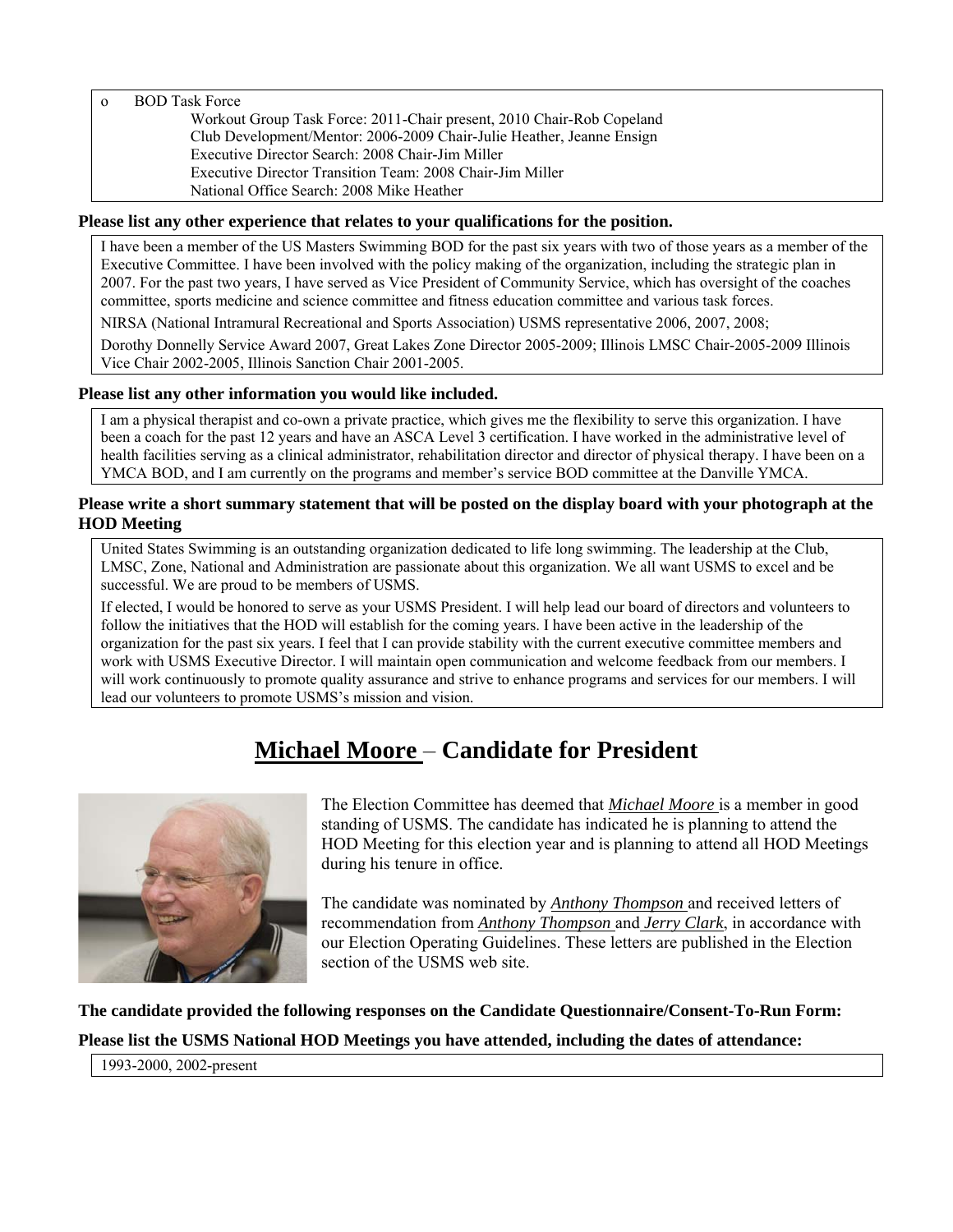- BOD Task Force
  - Workout Group Task Force: 2011-Chair present, 2010 Chair-Rob Copeland
  - Club Development/Mentor: 2006-2009 Chair-Julie Heather, Jeanne Ensign
  - Executive Director Search: 2008 Chair-Jim Miller
  - Executive Director Transition Team: 2008 Chair-Jim Miller
  - National Office Search: 2008 Mike Heather

**Please list any other experience that relates to your qualifications for the position.**

I have been a member of the US Masters Swimming BOD for the past six years with two of those years as a member of the Executive Committee. I have been involved with the policy making of the organization, including the strategic plan in 2007. For the past two years, I have served as Vice President of Community Service, which has oversight of the coaches committee, sports medicine and science committee and fitness education committee and various task forces.

NIRSA (National Intramural Recreational and Sports Association) USMS representative 2006, 2007, 2008;

Dorothy Donnelly Service Award 2007, Great Lakes Zone Director 2005-2009; Illinois LMSC Chair-2005-2009 Illinois Vice Chair 2002-2005, Illinois Sanction Chair 2001-2005.

**Please list any other information you would like included.**

I am a physical therapist and co-own a private practice, which gives me the flexibility to serve this organization. I have been a coach for the past 12 years and have an ASCA Level 3 certification. I have worked in the administrative level of health facilities serving as a clinical administrator, rehabilitation director and director of physical therapy. I have been on a YMCA BOD, and I am currently on the programs and member's service BOD committee at the Danville YMCA.

**Please write a short summary statement that will be posted on the display board with your photograph at the HOD Meeting**

United States Swimming is an outstanding organization dedicated to life long swimming. The leadership at the Club, LMSC, Zone, National and Administration are passionate about this organization. We all want USMS to excel and be successful. We are proud to be members of USMS.

If elected, I would be honored to serve as your USMS President. I will help lead our board of directors and volunteers to follow the initiatives that the HOD will establish for the coming years. I have been active in the leadership of the organization for the past six years. I feel that I can provide stability with the current executive committee members and work with USMS Executive Director. I will maintain open communication and welcome feedback from our members. I will work continuously to promote quality assurance and strive to enhance programs and services for our members. I will lead our volunteers to promote USMS's mission and vision.

# Michael Moore – Candidate for President

The Election Committee has deemed that *Michael Moore* is a member in good standing of USMS. The candidate has indicated he is planning to attend the HOD Meeting for this election year and is planning to attend all HOD Meetings during his tenure in office.

The candidate was nominated by *Anthony Thompson* and received letters of recommendation from *Anthony Thompson* and *Jerry Clark*, in accordance with our Election Operating Guidelines. These letters are published in the Election section of the USMS web site.

**The candidate provided the following responses on the Candidate Questionnaire/Consent-To-Run Form:**

**Please list the USMS National HOD Meetings you have attended, including the dates of attendance:**

1993-2000, 2002-present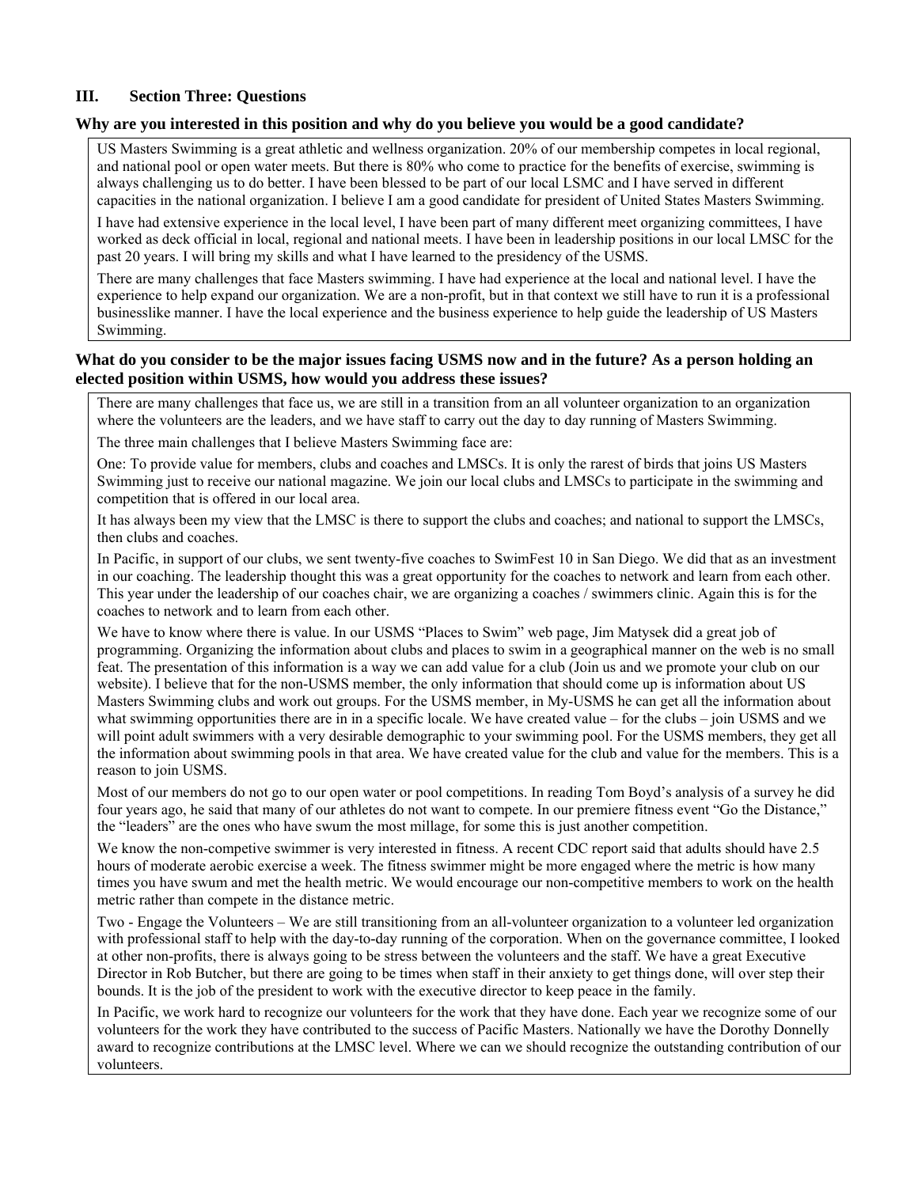## III. Section Three: Questions

### Why are you interested in this position and why do you believe you would be a good candidate?

US Masters Swimming is a great athletic and wellness organization. 20% of our membership competes in local regional, and national pool or open water meets. But there is 80% who come to practice for the benefits of exercise, swimming is always challenging us to do better. I have been blessed to be part of our local LSMC and I have served in different capacities in the national organization. I believe I am a good candidate for president of United States Masters Swimming.

I have had extensive experience in the local level, I have been part of many different meet organizing committees, I have worked as deck official in local, regional and national meets. I have been in leadership positions in our local LMSC for the past 20 years. I will bring my skills and what I have learned to the presidency of the USMS.

There are many challenges that face Masters swimming. I have had experience at the local and national level. I have the experience to help expand our organization. We are a non-profit, but in that context we still have to run it is a professional businesslike manner. I have the local experience and the business experience to help guide the leadership of US Masters Swimming.

### What do you consider to be the major issues facing USMS now and in the future? As a person holding an elected position within USMS, how would you address these issues?

There are many challenges that face us, we are still in a transition from an all volunteer organization to an organization where the volunteers are the leaders, and we have staff to carry out the day to day running of Masters Swimming.

The three main challenges that I believe Masters Swimming face are:

One: To provide value for members, clubs and coaches and LMSCs. It is only the rarest of birds that joins US Masters Swimming just to receive our national magazine. We join our local clubs and LMSCs to participate in the swimming and competition that is offered in our local area.

It has always been my view that the LMSC is there to support the clubs and coaches; and national to support the LMSCs, then clubs and coaches.

In Pacific, in support of our clubs, we sent twenty-five coaches to SwimFest 10 in San Diego. We did that as an investment in our coaching. The leadership thought this was a great opportunity for the coaches to network and learn from each other. This year under the leadership of our coaches chair, we are organizing a coaches / swimmers clinic. Again this is for the coaches to network and to learn from each other.

We have to know where there is value. In our USMS "Places to Swim" web page, Jim Matysek did a great job of programming. Organizing the information about clubs and places to swim in a geographical manner on the web is no small feat. The presentation of this information is a way we can add value for a club (Join us and we promote your club on our website). I believe that for the non-USMS member, the only information that should come up is information about US Masters Swimming clubs and work out groups. For the USMS member, in My-USMS he can get all the information about what swimming opportunities there are in in a specific locale. We have created value – for the clubs – join USMS and we will point adult swimmers with a very desirable demographic to your swimming pool. For the USMS members, they get all the information about swimming pools in that area. We have created value for the club and value for the members. This is a reason to join USMS.

Most of our members do not go to our open water or pool competitions. In reading Tom Boyd's analysis of a survey he did four years ago, he said that many of our athletes do not want to compete. In our premiere fitness event "Go the Distance," the "leaders" are the ones who have swum the most millage, for some this is just another competition.

We know the non-competive swimmer is very interested in fitness. A recent CDC report said that adults should have 2.5 hours of moderate aerobic exercise a week. The fitness swimmer might be more engaged where the metric is how many times you have swum and met the health metric. We would encourage our non-competitive members to work on the health metric rather than compete in the distance metric.

Two - Engage the Volunteers – We are still transitioning from an all-volunteer organization to a volunteer led organization with professional staff to help with the day-to-day running of the corporation. When on the governance committee, I looked at other non-profits, there is always going to be stress between the volunteers and the staff. We have a great Executive Director in Rob Butcher, but there are going to be times when staff in their anxiety to get things done, will over step their bounds. It is the job of the president to work with the executive director to keep peace in the family.

In Pacific, we work hard to recognize our volunteers for the work that they have done. Each year we recognize some of our volunteers for the work they have contributed to the success of Pacific Masters. Nationally we have the Dorothy Donnelly award to recognize contributions at the LMSC level. Where we can we should recognize the outstanding contribution of our volunteers.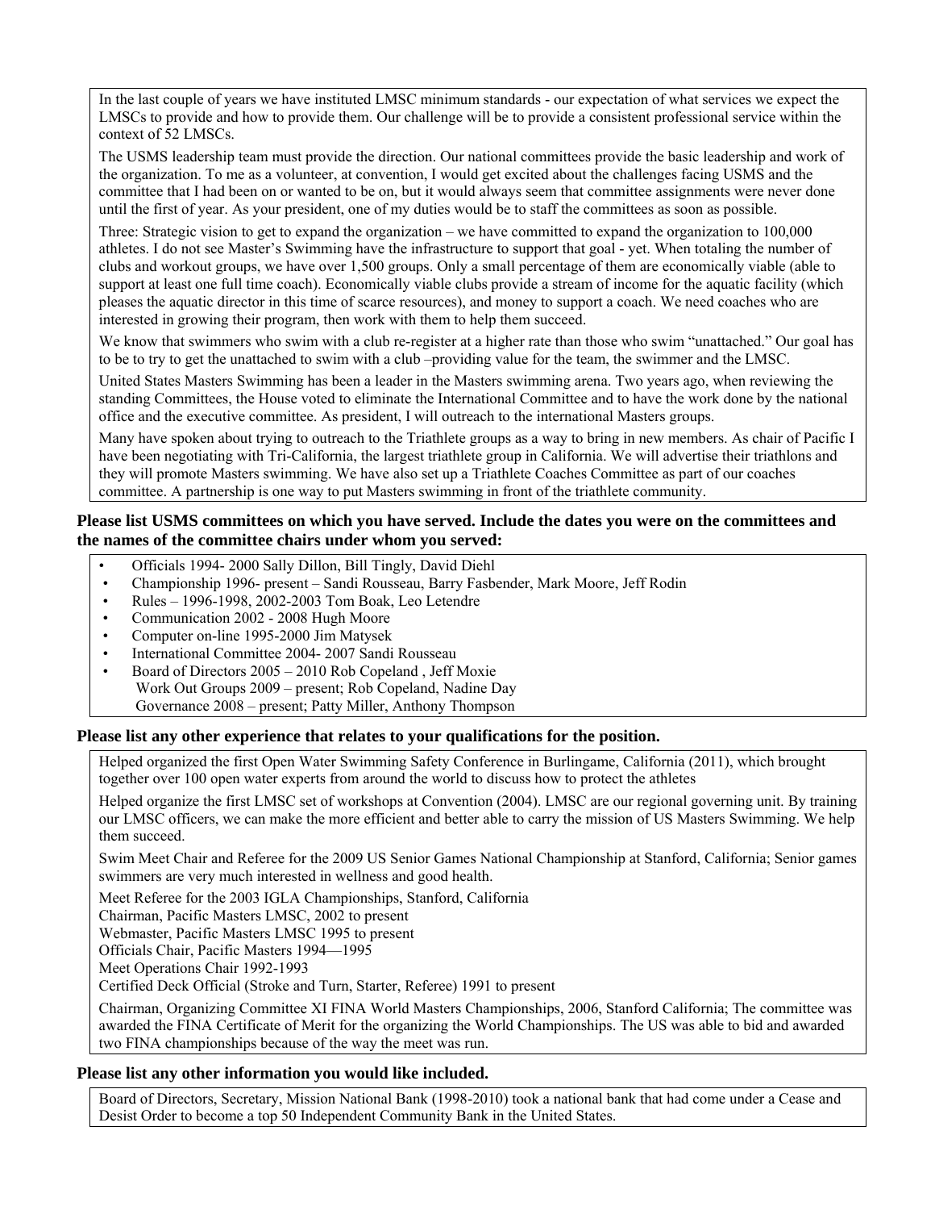In the last couple of years we have instituted LMSC minimum standards - our expectation of what services we expect the LMSCs to provide and how to provide them. Our challenge will be to provide a consistent professional service within the context of 52 LMSCs.

The USMS leadership team must provide the direction. Our national committees provide the basic leadership and work of the organization. To me as a volunteer, at convention, I would get excited about the challenges facing USMS and the committee that I had been on or wanted to be on, but it would always seem that committee assignments were never done until the first of year. As your president, one of my duties would be to staff the committees as soon as possible.

Three: Strategic vision to get to expand the organization – we have committed to expand the organization to 100,000 athletes. I do not see Master's Swimming have the infrastructure to support that goal - yet. When totaling the number of clubs and workout groups, we have over 1,500 groups. Only a small percentage of them are economically viable (able to support at least one full time coach). Economically viable clubs provide a stream of income for the aquatic facility (which pleases the aquatic director in this time of scarce resources), and money to support a coach. We need coaches who are interested in growing their program, then work with them to help them succeed.

We know that swimmers who swim with a club re-register at a higher rate than those who swim "unattached." Our goal has to be to try to get the unattached to swim with a club –providing value for the team, the swimmer and the LMSC.

United States Masters Swimming has been a leader in the Masters swimming arena. Two years ago, when reviewing the standing Committees, the House voted to eliminate the International Committee and to have the work done by the national office and the executive committee. As president, I will outreach to the international Masters groups.

Many have spoken about trying to outreach to the Triathlete groups as a way to bring in new members. As chair of Pacific I have been negotiating with Tri-California, the largest triathlete group in California. We will advertise their triathlons and they will promote Masters swimming. We have also set up a Triathlete Coaches Committee as part of our coaches committee. A partnership is one way to put Masters swimming in front of the triathlete community.

**Please list USMS committees on which you have served. Include the dates you were on the committees and the names of the committee chairs under whom you served:**

- Officials 1994- 2000 Sally Dillon, Bill Tingly, David Diehl
- Championship 1996- present – Sandi Rousseau, Barry Fasbender, Mark Moore, Jeff Rodin
- Rules – 1996-1998, 2002-2003 Tom Boak, Leo Letendre
- Communication 2002 - 2008 Hugh Moore
- Computer on-line 1995-2000 Jim Matysek
- International Committee 2004- 2007 Sandi Rousseau
- Board of Directors 2005 – 2010 Rob Copeland , Jeff Moxie

  Work Out Groups 2009 – present; Rob Copeland, Nadine Day

  Governance 2008 – present; Patty Miller, Anthony Thompson

**Please list any other experience that relates to your qualifications for the position.**

Helped organized the first Open Water Swimming Safety Conference in Burlingame, California (2011), which brought together over 100 open water experts from around the world to discuss how to protect the athletes

Helped organize the first LMSC set of workshops at Convention (2004). LMSC are our regional governing unit. By training our LMSC officers, we can make the more efficient and better able to carry the mission of US Masters Swimming. We help them succeed.

Swim Meet Chair and Referee for the 2009 US Senior Games National Championship at Stanford, California; Senior games swimmers are very much interested in wellness and good health.

Meet Referee for the 2003 IGLA Championships, Stanford, California
Chairman, Pacific Masters LMSC, 2002 to present
Webmaster, Pacific Masters LMSC 1995 to present
Officials Chair, Pacific Masters 1994—1995
Meet Operations Chair 1992-1993
Certified Deck Official (Stroke and Turn, Starter, Referee) 1991 to present

Chairman, Organizing Committee XI FINA World Masters Championships, 2006, Stanford California; The committee was awarded the FINA Certificate of Merit for the organizing the World Championships. The US was able to bid and awarded two FINA championships because of the way the meet was run.

**Please list any other information you would like included.**

Board of Directors, Secretary, Mission National Bank (1998-2010) took a national bank that had come under a Cease and Desist Order to become a top 50 Independent Community Bank in the United States.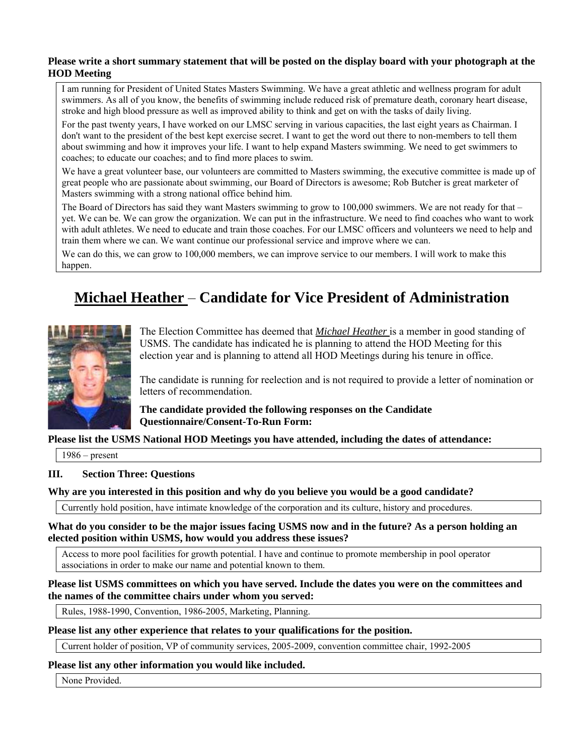**Please write a short summary statement that will be posted on the display board with your photograph at the HOD Meeting**

I am running for President of United States Masters Swimming. We have a great athletic and wellness program for adult swimmers. As all of you know, the benefits of swimming include reduced risk of premature death, coronary heart disease, stroke and high blood pressure as well as improved ability to think and get on with the tasks of daily living.

For the past twenty years, I have worked on our LMSC serving in various capacities, the last eight years as Chairman. I don't want to the president of the best kept exercise secret. I want to get the word out there to non-members to tell them about swimming and how it improves your life. I want to help expand Masters swimming. We need to get swimmers to coaches; to educate our coaches; and to find more places to swim.

We have a great volunteer base, our volunteers are committed to Masters swimming, the executive committee is made up of great people who are passionate about swimming, our Board of Directors is awesome; Rob Butcher is great marketer of Masters swimming with a strong national office behind him.

The Board of Directors has said they want Masters swimming to grow to 100,000 swimmers. We are not ready for that – yet. We can be. We can grow the organization. We can put in the infrastructure. We need to find coaches who want to work with adult athletes. We need to educate and train those coaches. For our LMSC officers and volunteers we need to help and train them where we can. We want continue our professional service and improve where we can.

We can do this, we can grow to 100,000 members, we can improve service to our members. I will work to make this happen.

# Michael Heather – Candidate for Vice President of Administration

The Election Committee has deemed that *Michael Heather* is a member in good standing of USMS. The candidate has indicated he is planning to attend the HOD Meeting for this election year and is planning to attend all HOD Meetings during his tenure in office.

The candidate is running for reelection and is not required to provide a letter of nomination or letters of recommendation.

**The candidate provided the following responses on the Candidate Questionnaire/Consent-To-Run Form:**

**Please list the USMS National HOD Meetings you have attended, including the dates of attendance:**

1986 – present

### III. Section Three: Questions

**Why are you interested in this position and why do you believe you would be a good candidate?**

Currently hold position, have intimate knowledge of the corporation and its culture, history and procedures.

**What do you consider to be the major issues facing USMS now and in the future? As a person holding an elected position within USMS, how would you address these issues?**

Access to more pool facilities for growth potential. I have and continue to promote membership in pool operator associations in order to make our name and potential known to them.

**Please list USMS committees on which you have served. Include the dates you were on the committees and the names of the committee chairs under whom you served:**

Rules, 1988-1990, Convention, 1986-2005, Marketing, Planning.

**Please list any other experience that relates to your qualifications for the position.**

Current holder of position, VP of community services, 2005-2009, convention committee chair, 1992-2005

**Please list any other information you would like included.**

None Provided.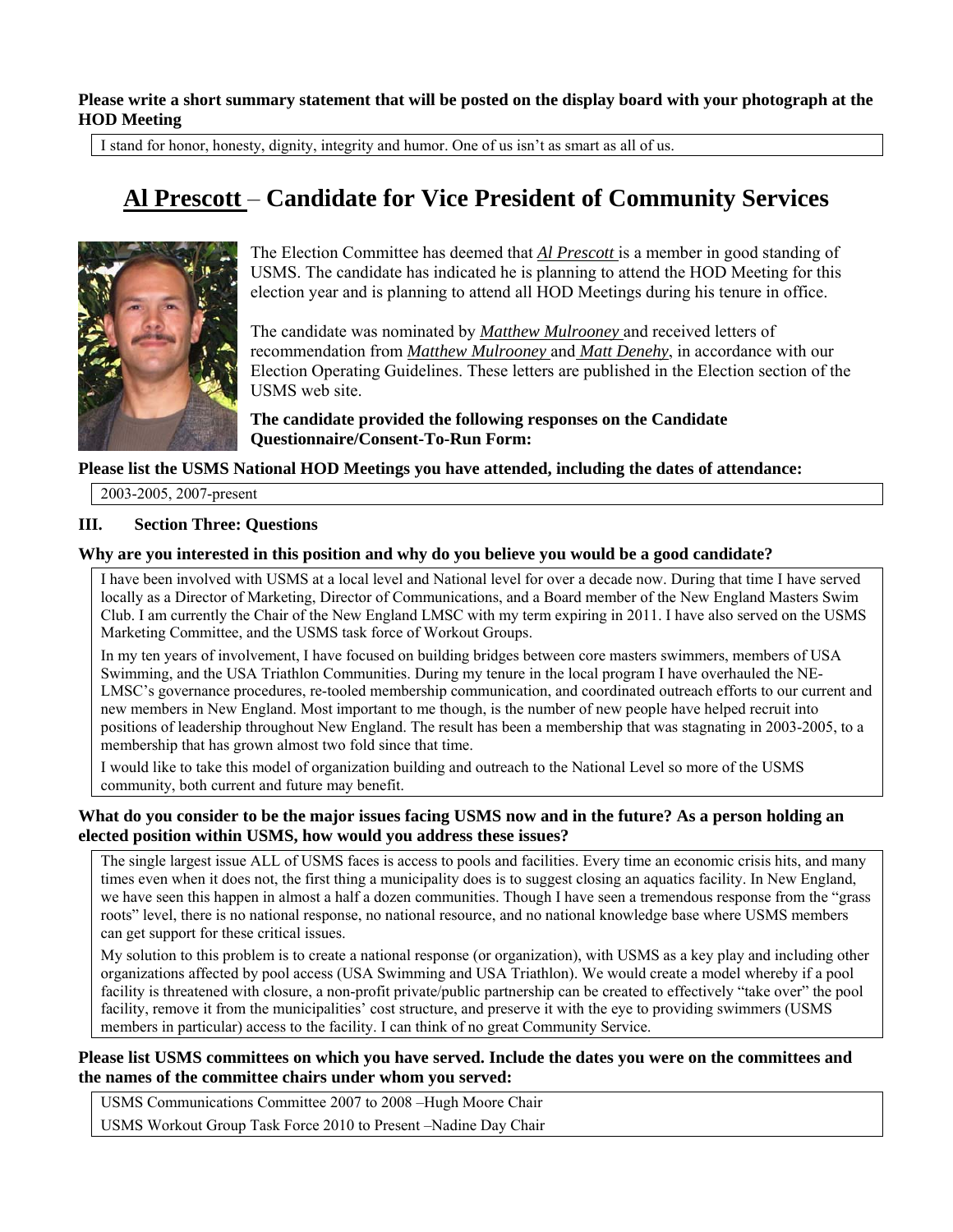**Please write a short summary statement that will be posted on the display board with your photograph at the HOD Meeting**

I stand for honor, honesty, dignity, integrity and humor. One of us isn't as smart as all of us.

# Al Prescott – Candidate for Vice President of Community Services

The Election Committee has deemed that *Al Prescott* is a member in good standing of USMS. The candidate has indicated he is planning to attend the HOD Meeting for this election year and is planning to attend all HOD Meetings during his tenure in office.

The candidate was nominated by *Matthew Mulrooney* and received letters of recommendation from *Matthew Mulrooney* and *Matt Denehy*, in accordance with our Election Operating Guidelines. These letters are published in the Election section of the USMS web site.

**The candidate provided the following responses on the Candidate Questionnaire/Consent-To-Run Form:**

**Please list the USMS National HOD Meetings you have attended, including the dates of attendance:**

2003-2005, 2007-present

### III. Section Three: Questions

**Why are you interested in this position and why do you believe you would be a good candidate?**

I have been involved with USMS at a local level and National level for over a decade now. During that time I have served locally as a Director of Marketing, Director of Communications, and a Board member of the New England Masters Swim Club. I am currently the Chair of the New England LMSC with my term expiring in 2011. I have also served on the USMS Marketing Committee, and the USMS task force of Workout Groups.

In my ten years of involvement, I have focused on building bridges between core masters swimmers, members of USA Swimming, and the USA Triathlon Communities. During my tenure in the local program I have overhauled the NE-LMSC's governance procedures, re-tooled membership communication, and coordinated outreach efforts to our current and new members in New England. Most important to me though, is the number of new people have helped recruit into positions of leadership throughout New England. The result has been a membership that was stagnating in 2003-2005, to a membership that has grown almost two fold since that time.

I would like to take this model of organization building and outreach to the National Level so more of the USMS community, both current and future may benefit.

**What do you consider to be the major issues facing USMS now and in the future? As a person holding an elected position within USMS, how would you address these issues?**

The single largest issue ALL of USMS faces is access to pools and facilities. Every time an economic crisis hits, and many times even when it does not, the first thing a municipality does is to suggest closing an aquatics facility. In New England, we have seen this happen in almost a half a dozen communities. Though I have seen a tremendous response from the "grass roots" level, there is no national response, no national resource, and no national knowledge base where USMS members can get support for these critical issues.

My solution to this problem is to create a national response (or organization), with USMS as a key play and including other organizations affected by pool access (USA Swimming and USA Triathlon). We would create a model whereby if a pool facility is threatened with closure, a non-profit private/public partnership can be created to effectively "take over" the pool facility, remove it from the municipalities' cost structure, and preserve it with the eye to providing swimmers (USMS members in particular) access to the facility. I can think of no great Community Service.

**Please list USMS committees on which you have served. Include the dates you were on the committees and the names of the committee chairs under whom you served:**

USMS Communications Committee 2007 to 2008 –Hugh Moore Chair

USMS Workout Group Task Force 2010 to Present –Nadine Day Chair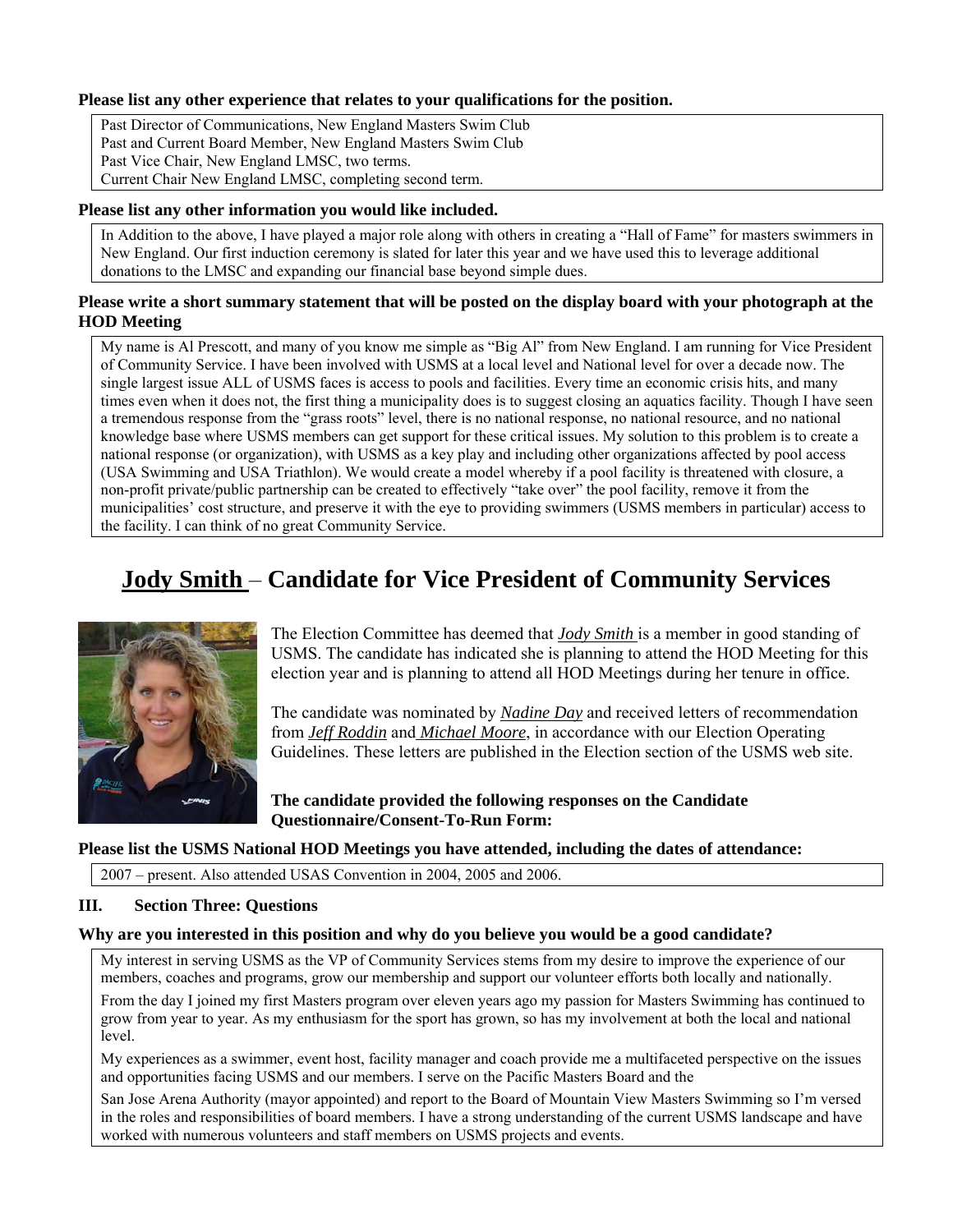**Please list any other experience that relates to your qualifications for the position.**

Past Director of Communications, New England Masters Swim Club
Past and Current Board Member, New England Masters Swim Club
Past Vice Chair, New England LMSC, two terms.
Current Chair New England LMSC, completing second term.

**Please list any other information you would like included.**

In Addition to the above, I have played a major role along with others in creating a "Hall of Fame" for masters swimmers in New England. Our first induction ceremony is slated for later this year and we have used this to leverage additional donations to the LMSC and expanding our financial base beyond simple dues.

**Please write a short summary statement that will be posted on the display board with your photograph at the HOD Meeting**

My name is Al Prescott, and many of you know me simple as "Big Al" from New England. I am running for Vice President of Community Service. I have been involved with USMS at a local level and National level for over a decade now. The single largest issue ALL of USMS faces is access to pools and facilities. Every time an economic crisis hits, and many times even when it does not, the first thing a municipality does is to suggest closing an aquatics facility. Though I have seen a tremendous response from the "grass roots" level, there is no national response, no national resource, and no national knowledge base where USMS members can get support for these critical issues. My solution to this problem is to create a national response (or organization), with USMS as a key play and including other organizations affected by pool access (USA Swimming and USA Triathlon). We would create a model whereby if a pool facility is threatened with closure, a non-profit private/public partnership can be created to effectively "take over" the pool facility, remove it from the municipalities' cost structure, and preserve it with the eye to providing swimmers (USMS members in particular) access to the facility. I can think of no great Community Service.

# Jody Smith – Candidate for Vice President of Community Services

The Election Committee has deemed that *Jody Smith* is a member in good standing of USMS. The candidate has indicated she is planning to attend the HOD Meeting for this election year and is planning to attend all HOD Meetings during her tenure in office.

The candidate was nominated by *Nadine Day* and received letters of recommendation from *Jeff Roddin* and *Michael Moore*, in accordance with our Election Operating Guidelines. These letters are published in the Election section of the USMS web site.

**The candidate provided the following responses on the Candidate Questionnaire/Consent-To-Run Form:**

**Please list the USMS National HOD Meetings you have attended, including the dates of attendance:**

2007 – present. Also attended USAS Convention in 2004, 2005 and 2006.

### III. Section Three: Questions

**Why are you interested in this position and why do you believe you would be a good candidate?**

My interest in serving USMS as the VP of Community Services stems from my desire to improve the experience of our members, coaches and programs, grow our membership and support our volunteer efforts both locally and nationally.

From the day I joined my first Masters program over eleven years ago my passion for Masters Swimming has continued to grow from year to year. As my enthusiasm for the sport has grown, so has my involvement at both the local and national level.

My experiences as a swimmer, event host, facility manager and coach provide me a multifaceted perspective on the issues and opportunities facing USMS and our members. I serve on the Pacific Masters Board and the San Jose Arena Authority (mayor appointed) and report to the Board of Mountain View Masters Swimming so I'm versed in the roles and responsibilities of board members. I have a strong understanding of the current USMS landscape and have worked with numerous volunteers and staff members on USMS projects and events.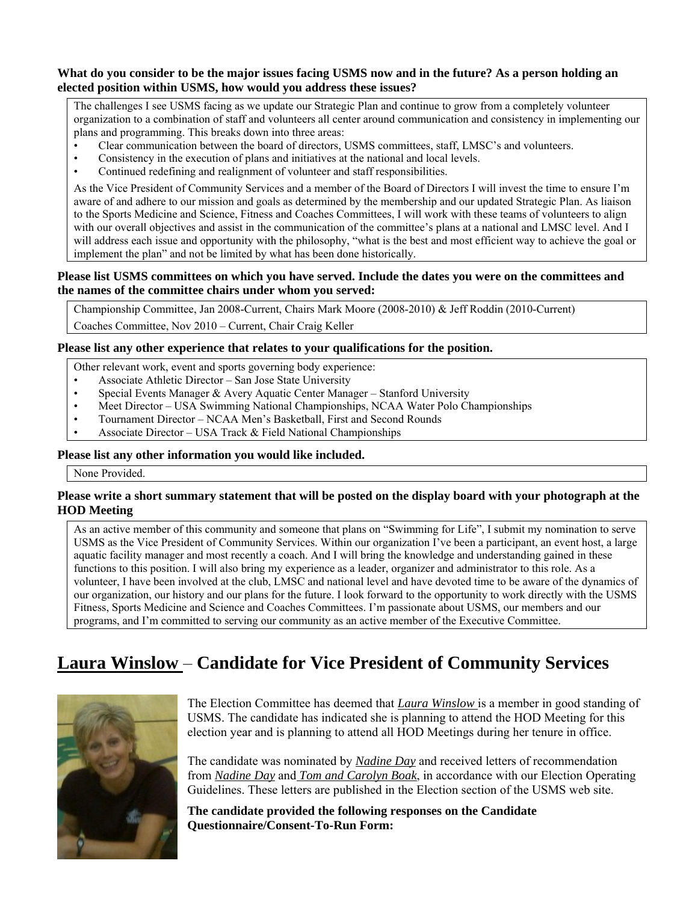**What do you consider to be the major issues facing USMS now and in the future? As a person holding an elected position within USMS, how would you address these issues?**

The challenges I see USMS facing as we update our Strategic Plan and continue to grow from a completely volunteer organization to a combination of staff and volunteers all center around communication and consistency in implementing our plans and programming. This breaks down into three areas:

- Clear communication between the board of directors, USMS committees, staff, LMSC's and volunteers.
- Consistency in the execution of plans and initiatives at the national and local levels.
- Continued redefining and realignment of volunteer and staff responsibilities.

As the Vice President of Community Services and a member of the Board of Directors I will invest the time to ensure I'm aware of and adhere to our mission and goals as determined by the membership and our updated Strategic Plan. As liaison to the Sports Medicine and Science, Fitness and Coaches Committees, I will work with these teams of volunteers to align with our overall objectives and assist in the communication of the committee's plans at a national and LMSC level. And I will address each issue and opportunity with the philosophy, "what is the best and most efficient way to achieve the goal or implement the plan" and not be limited by what has been done historically.

**Please list USMS committees on which you have served. Include the dates you were on the committees and the names of the committee chairs under whom you served:**

Championship Committee, Jan 2008-Current, Chairs Mark Moore (2008-2010) & Jeff Roddin (2010-Current)

Coaches Committee, Nov 2010 – Current, Chair Craig Keller

**Please list any other experience that relates to your qualifications for the position.**

Other relevant work, event and sports governing body experience:

- Associate Athletic Director – San Jose State University
- Special Events Manager & Avery Aquatic Center Manager – Stanford University
- Meet Director – USA Swimming National Championships, NCAA Water Polo Championships
- Tournament Director – NCAA Men's Basketball, First and Second Rounds
- Associate Director – USA Track & Field National Championships

**Please list any other information you would like included.**

None Provided.

**Please write a short summary statement that will be posted on the display board with your photograph at the HOD Meeting**

As an active member of this community and someone that plans on "Swimming for Life", I submit my nomination to serve USMS as the Vice President of Community Services. Within our organization I've been a participant, an event host, a large aquatic facility manager and most recently a coach. And I will bring the knowledge and understanding gained in these functions to this position. I will also bring my experience as a leader, organizer and administrator to this role. As a volunteer, I have been involved at the club, LMSC and national level and have devoted time to be aware of the dynamics of our organization, our history and our plans for the future. I look forward to the opportunity to work directly with the USMS Fitness, Sports Medicine and Science and Coaches Committees. I'm passionate about USMS, our members and our programs, and I'm committed to serving our community as an active member of the Executive Committee.

## Laura Winslow – Candidate for Vice President of Community Services

The Election Committee has deemed that *Laura Winslow* is a member in good standing of USMS. The candidate has indicated she is planning to attend the HOD Meeting for this election year and is planning to attend all HOD Meetings during her tenure in office.

The candidate was nominated by *Nadine Day* and received letters of recommendation from *Nadine Day* and *Tom and Carolyn Boak*, in accordance with our Election Operating Guidelines. These letters are published in the Election section of the USMS web site.

**The candidate provided the following responses on the Candidate Questionnaire/Consent-To-Run Form:**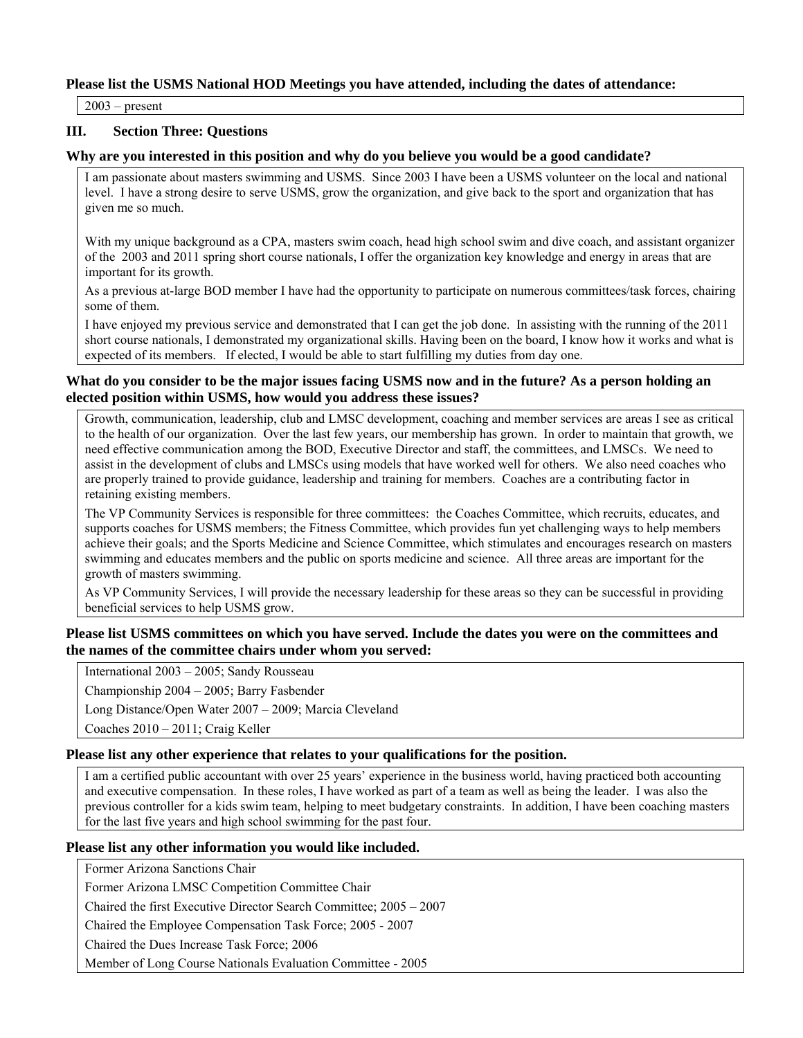**Please list the USMS National HOD Meetings you have attended, including the dates of attendance:**

2003 – present

## III. Section Three: Questions

**Why are you interested in this position and why do you believe you would be a good candidate?**

I am passionate about masters swimming and USMS. Since 2003 I have been a USMS volunteer on the local and national level. I have a strong desire to serve USMS, grow the organization, and give back to the sport and organization that has given me so much.

With my unique background as a CPA, masters swim coach, head high school swim and dive coach, and assistant organizer of the 2003 and 2011 spring short course nationals, I offer the organization key knowledge and energy in areas that are important for its growth.

As a previous at-large BOD member I have had the opportunity to participate on numerous committees/task forces, chairing some of them.

I have enjoyed my previous service and demonstrated that I can get the job done. In assisting with the running of the 2011 short course nationals, I demonstrated my organizational skills. Having been on the board, I know how it works and what is expected of its members. If elected, I would be able to start fulfilling my duties from day one.

**What do you consider to be the major issues facing USMS now and in the future? As a person holding an elected position within USMS, how would you address these issues?**

Growth, communication, leadership, club and LMSC development, coaching and member services are areas I see as critical to the health of our organization. Over the last few years, our membership has grown. In order to maintain that growth, we need effective communication among the BOD, Executive Director and staff, the committees, and LMSCs. We need to assist in the development of clubs and LMSCs using models that have worked well for others. We also need coaches who are properly trained to provide guidance, leadership and training for members. Coaches are a contributing factor in retaining existing members.

The VP Community Services is responsible for three committees: the Coaches Committee, which recruits, educates, and supports coaches for USMS members; the Fitness Committee, which provides fun yet challenging ways to help members achieve their goals; and the Sports Medicine and Science Committee, which stimulates and encourages research on masters swimming and educates members and the public on sports medicine and science. All three areas are important for the growth of masters swimming.

As VP Community Services, I will provide the necessary leadership for these areas so they can be successful in providing beneficial services to help USMS grow.

**Please list USMS committees on which you have served. Include the dates you were on the committees and the names of the committee chairs under whom you served:**

International 2003 – 2005; Sandy Rousseau

Championship 2004 – 2005; Barry Fasbender

Long Distance/Open Water 2007 – 2009; Marcia Cleveland

Coaches 2010 – 2011; Craig Keller

**Please list any other experience that relates to your qualifications for the position.**

I am a certified public accountant with over 25 years' experience in the business world, having practiced both accounting and executive compensation. In these roles, I have worked as part of a team as well as being the leader. I was also the previous controller for a kids swim team, helping to meet budgetary constraints. In addition, I have been coaching masters for the last five years and high school swimming for the past four.

**Please list any other information you would like included.**

Former Arizona Sanctions Chair

Former Arizona LMSC Competition Committee Chair

Chaired the first Executive Director Search Committee; 2005 – 2007

Chaired the Employee Compensation Task Force; 2005 - 2007

Chaired the Dues Increase Task Force; 2006

Member of Long Course Nationals Evaluation Committee - 2005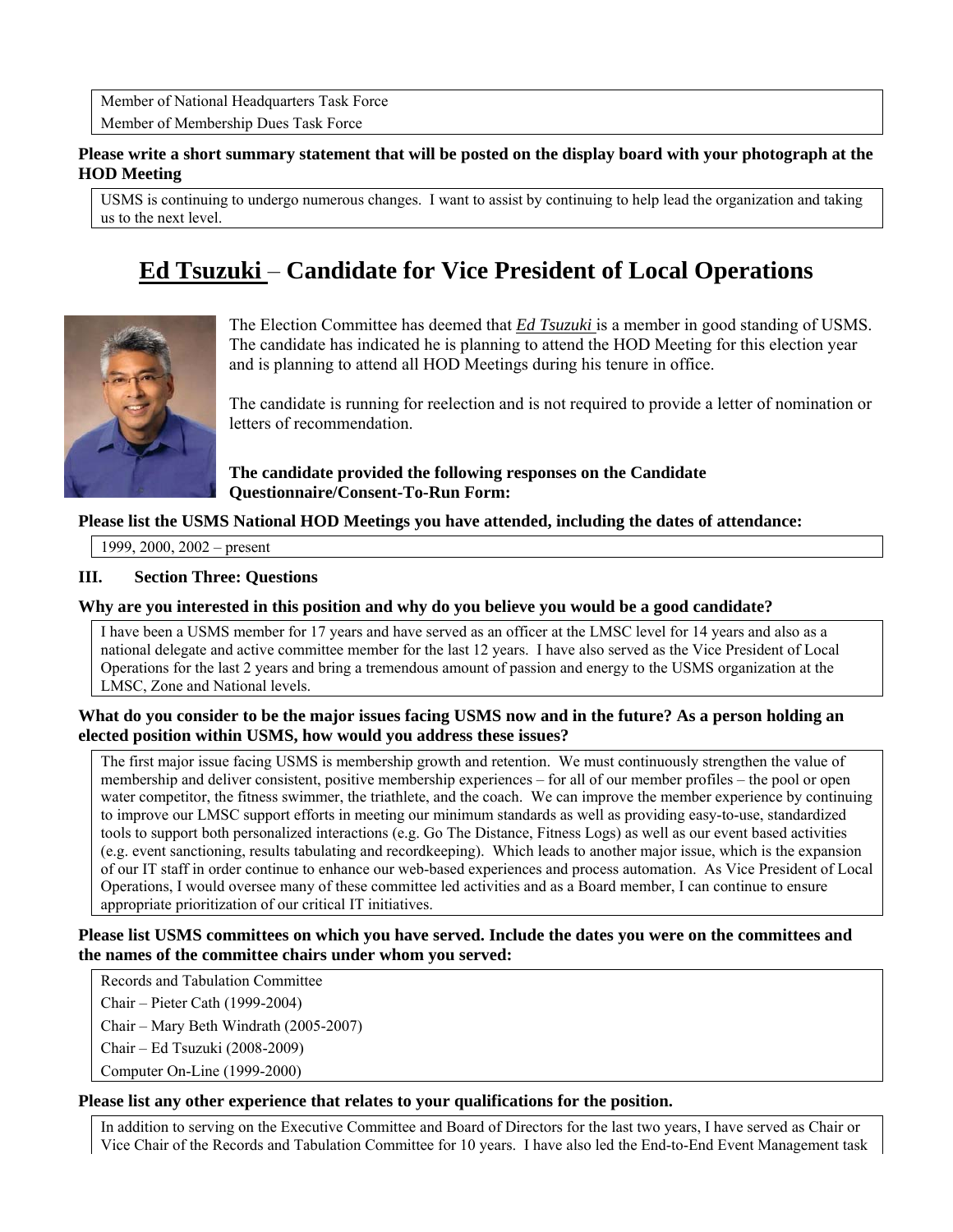Member of National Headquarters Task Force

Member of Membership Dues Task Force

**Please write a short summary statement that will be posted on the display board with your photograph at the HOD Meeting**

USMS is continuing to undergo numerous changes. I want to assist by continuing to help lead the organization and taking us to the next level.

# Ed Tsuzuki – Candidate for Vice President of Local Operations

The Election Committee has deemed that *Ed Tsuzuki* is a member in good standing of USMS. The candidate has indicated he is planning to attend the HOD Meeting for this election year and is planning to attend all HOD Meetings during his tenure in office.

The candidate is running for reelection and is not required to provide a letter of nomination or letters of recommendation.

**The candidate provided the following responses on the Candidate Questionnaire/Consent-To-Run Form:**

**Please list the USMS National HOD Meetings you have attended, including the dates of attendance:**

1999, 2000, 2002 – present

### III. Section Three: Questions

**Why are you interested in this position and why do you believe you would be a good candidate?**

I have been a USMS member for 17 years and have served as an officer at the LMSC level for 14 years and also as a national delegate and active committee member for the last 12 years. I have also served as the Vice President of Local Operations for the last 2 years and bring a tremendous amount of passion and energy to the USMS organization at the LMSC, Zone and National levels.

**What do you consider to be the major issues facing USMS now and in the future? As a person holding an elected position within USMS, how would you address these issues?**

The first major issue facing USMS is membership growth and retention. We must continuously strengthen the value of membership and deliver consistent, positive membership experiences – for all of our member profiles – the pool or open water competitor, the fitness swimmer, the triathlete, and the coach. We can improve the member experience by continuing to improve our LMSC support efforts in meeting our minimum standards as well as providing easy-to-use, standardized tools to support both personalized interactions (e.g. Go The Distance, Fitness Logs) as well as our event based activities (e.g. event sanctioning, results tabulating and recordkeeping). Which leads to another major issue, which is the expansion of our IT staff in order continue to enhance our web-based experiences and process automation. As Vice President of Local Operations, I would oversee many of these committee led activities and as a Board member, I can continue to ensure appropriate prioritization of our critical IT initiatives.

**Please list USMS committees on which you have served. Include the dates you were on the committees and the names of the committee chairs under whom you served:**

Records and Tabulation Committee

Chair – Pieter Cath (1999-2004)

Chair – Mary Beth Windrath (2005-2007)

Chair – Ed Tsuzuki (2008-2009)

Computer On-Line (1999-2000)

**Please list any other experience that relates to your qualifications for the position.**

In addition to serving on the Executive Committee and Board of Directors for the last two years, I have served as Chair or Vice Chair of the Records and Tabulation Committee for 10 years. I have also led the End-to-End Event Management task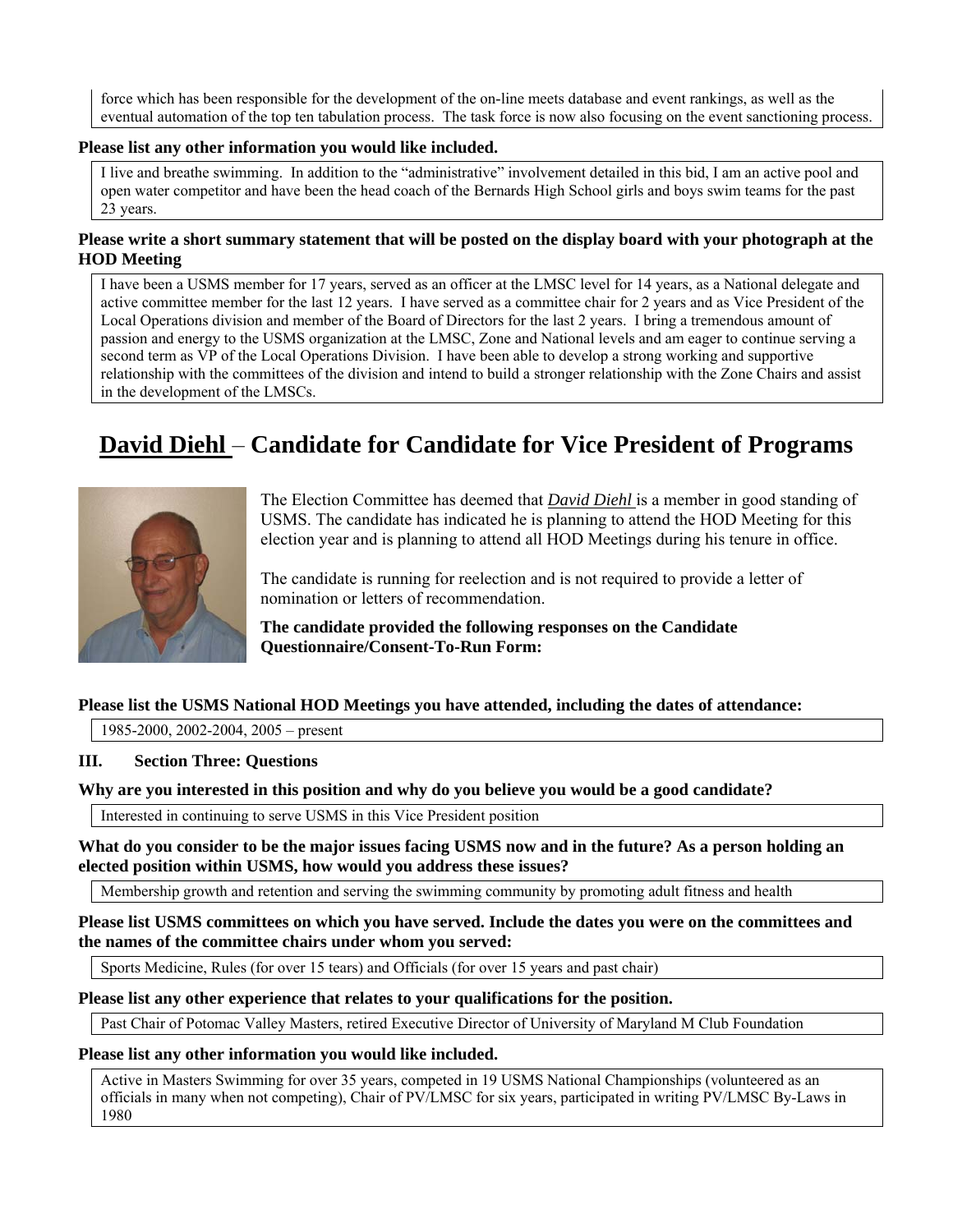force which has been responsible for the development of the on-line meets database and event rankings, as well as the eventual automation of the top ten tabulation process. The task force is now also focusing on the event sanctioning process.

**Please list any other information you would like included.**

I live and breathe swimming. In addition to the "administrative" involvement detailed in this bid, I am an active pool and open water competitor and have been the head coach of the Bernards High School girls and boys swim teams for the past 23 years.

**Please write a short summary statement that will be posted on the display board with your photograph at the HOD Meeting**

I have been a USMS member for 17 years, served as an officer at the LMSC level for 14 years, as a National delegate and active committee member for the last 12 years. I have served as a committee chair for 2 years and as Vice President of the Local Operations division and member of the Board of Directors for the last 2 years. I bring a tremendous amount of passion and energy to the USMS organization at the LMSC, Zone and National levels and am eager to continue serving a second term as VP of the Local Operations Division. I have been able to develop a strong working and supportive relationship with the committees of the division and intend to build a stronger relationship with the Zone Chairs and assist in the development of the LMSCs.

# David Diehl – Candidate for Candidate for Vice President of Programs

The Election Committee has deemed that *David Diehl* is a member in good standing of USMS. The candidate has indicated he is planning to attend the HOD Meeting for this election year and is planning to attend all HOD Meetings during his tenure in office.

The candidate is running for reelection and is not required to provide a letter of nomination or letters of recommendation.

**The candidate provided the following responses on the Candidate Questionnaire/Consent-To-Run Form:**

**Please list the USMS National HOD Meetings you have attended, including the dates of attendance:**

1985-2000, 2002-2004, 2005 – present

**III. Section Three: Questions**

**Why are you interested in this position and why do you believe you would be a good candidate?**

Interested in continuing to serve USMS in this Vice President position

**What do you consider to be the major issues facing USMS now and in the future? As a person holding an elected position within USMS, how would you address these issues?**

Membership growth and retention and serving the swimming community by promoting adult fitness and health

**Please list USMS committees on which you have served. Include the dates you were on the committees and the names of the committee chairs under whom you served:**

Sports Medicine, Rules (for over 15 tears) and Officials (for over 15 years and past chair)

**Please list any other experience that relates to your qualifications for the position.**

Past Chair of Potomac Valley Masters, retired Executive Director of University of Maryland M Club Foundation

**Please list any other information you would like included.**

Active in Masters Swimming for over 35 years, competed in 19 USMS National Championships (volunteered as an officials in many when not competing), Chair of PV/LMSC for six years, participated in writing PV/LMSC By-Laws in 1980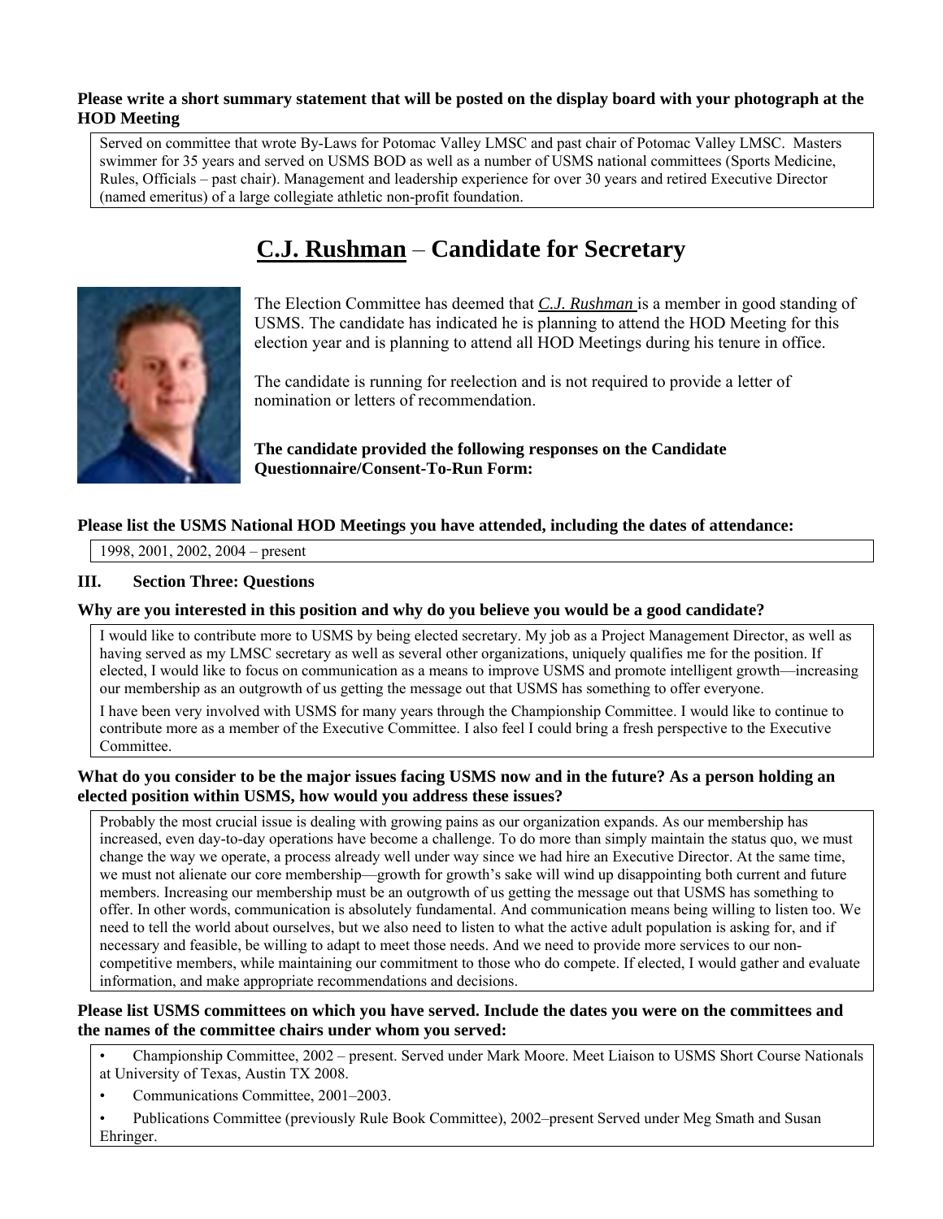**Please write a short summary statement that will be posted on the display board with your photograph at the HOD Meeting**

Served on committee that wrote By-Laws for Potomac Valley LMSC and past chair of Potomac Valley LMSC. Masters swimmer for 35 years and served on USMS BOD as well as a number of USMS national committees (Sports Medicine, Rules, Officials – past chair). Management and leadership experience for over 30 years and retired Executive Director (named emeritus) of a large collegiate athletic non-profit foundation.

# C.J. Rushman – Candidate for Secretary

The Election Committee has deemed that *C.J. Rushman* is a member in good standing of USMS. The candidate has indicated he is planning to attend the HOD Meeting for this election year and is planning to attend all HOD Meetings during his tenure in office.

The candidate is running for reelection and is not required to provide a letter of nomination or letters of recommendation.

**The candidate provided the following responses on the Candidate Questionnaire/Consent-To-Run Form:**

**Please list the USMS National HOD Meetings you have attended, including the dates of attendance:**

1998, 2001, 2002, 2004 – present

### III. Section Three: Questions

**Why are you interested in this position and why do you believe you would be a good candidate?**

I would like to contribute more to USMS by being elected secretary. My job as a Project Management Director, as well as having served as my LMSC secretary as well as several other organizations, uniquely qualifies me for the position. If elected, I would like to focus on communication as a means to improve USMS and promote intelligent growth—increasing our membership as an outgrowth of us getting the message out that USMS has something to offer everyone.

I have been very involved with USMS for many years through the Championship Committee. I would like to continue to contribute more as a member of the Executive Committee. I also feel I could bring a fresh perspective to the Executive Committee.

**What do you consider to be the major issues facing USMS now and in the future? As a person holding an elected position within USMS, how would you address these issues?**

Probably the most crucial issue is dealing with growing pains as our organization expands. As our membership has increased, even day-to-day operations have become a challenge. To do more than simply maintain the status quo, we must change the way we operate, a process already well under way since we had hire an Executive Director. At the same time, we must not alienate our core membership—growth for growth's sake will wind up disappointing both current and future members. Increasing our membership must be an outgrowth of us getting the message out that USMS has something to offer. In other words, communication is absolutely fundamental. And communication means being willing to listen too. We need to tell the world about ourselves, but we also need to listen to what the active adult population is asking for, and if necessary and feasible, be willing to adapt to meet those needs. And we need to provide more services to our non-competitive members, while maintaining our commitment to those who do compete. If elected, I would gather and evaluate information, and make appropriate recommendations and decisions.

**Please list USMS committees on which you have served. Include the dates you were on the committees and the names of the committee chairs under whom you served:**

- Championship Committee, 2002 – present. Served under Mark Moore. Meet Liaison to USMS Short Course Nationals at University of Texas, Austin TX 2008.
- Communications Committee, 2001–2003.
- Publications Committee (previously Rule Book Committee), 2002–present Served under Meg Smath and Susan Ehringer.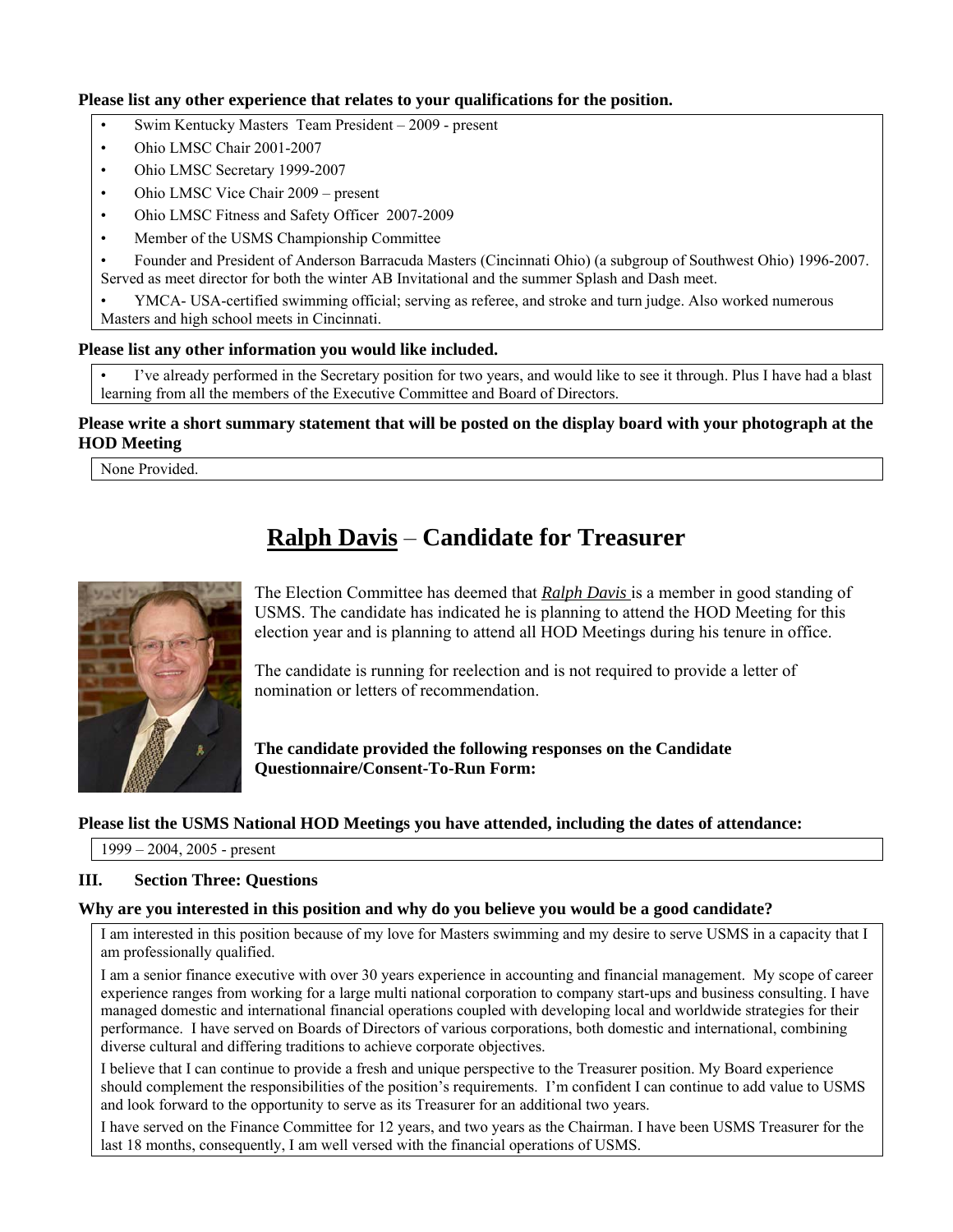**Please list any other experience that relates to your qualifications for the position.**

- Swim Kentucky Masters Team President – 2009 - present
- Ohio LMSC Chair 2001-2007
- Ohio LMSC Secretary 1999-2007
- Ohio LMSC Vice Chair 2009 – present
- Ohio LMSC Fitness and Safety Officer 2007-2009
- Member of the USMS Championship Committee
- Founder and President of Anderson Barracuda Masters (Cincinnati Ohio) (a subgroup of Southwest Ohio) 1996-2007. Served as meet director for both the winter AB Invitational and the summer Splash and Dash meet.
- YMCA- USA-certified swimming official; serving as referee, and stroke and turn judge. Also worked numerous Masters and high school meets in Cincinnati.

**Please list any other information you would like included.**

- I've already performed in the Secretary position for two years, and would like to see it through. Plus I have had a blast learning from all the members of the Executive Committee and Board of Directors.

**Please write a short summary statement that will be posted on the display board with your photograph at the HOD Meeting**

None Provided.

# Ralph Davis – Candidate for Treasurer

The Election Committee has deemed that ***Ralph Davis*** is a member in good standing of USMS. The candidate has indicated he is planning to attend the HOD Meeting for this election year and is planning to attend all HOD Meetings during his tenure in office.

The candidate is running for reelection and is not required to provide a letter of nomination or letters of recommendation.

**The candidate provided the following responses on the Candidate Questionnaire/Consent-To-Run Form:**

**Please list the USMS National HOD Meetings you have attended, including the dates of attendance:**

1999 – 2004, 2005 - present

### III. Section Three: Questions

**Why are you interested in this position and why do you believe you would be a good candidate?**

I am interested in this position because of my love for Masters swimming and my desire to serve USMS in a capacity that I am professionally qualified.

I am a senior finance executive with over 30 years experience in accounting and financial management. My scope of career experience ranges from working for a large multi national corporation to company start-ups and business consulting. I have managed domestic and international financial operations coupled with developing local and worldwide strategies for their performance. I have served on Boards of Directors of various corporations, both domestic and international, combining diverse cultural and differing traditions to achieve corporate objectives.

I believe that I can continue to provide a fresh and unique perspective to the Treasurer position. My Board experience should complement the responsibilities of the position's requirements. I'm confident I can continue to add value to USMS and look forward to the opportunity to serve as its Treasurer for an additional two years.

I have served on the Finance Committee for 12 years, and two years as the Chairman. I have been USMS Treasurer for the last 18 months, consequently, I am well versed with the financial operations of USMS.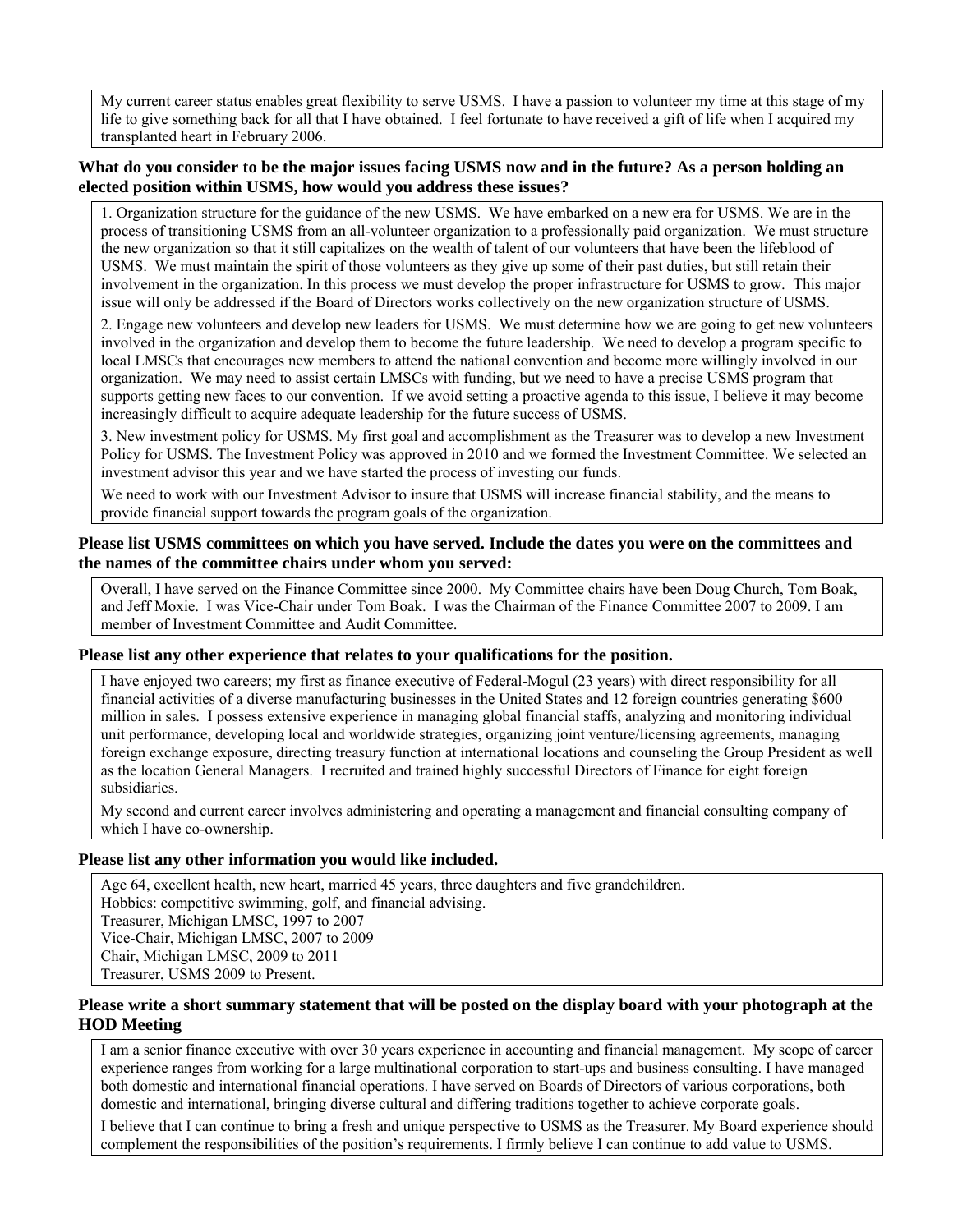My current career status enables great flexibility to serve USMS. I have a passion to volunteer my time at this stage of my life to give something back for all that I have obtained. I feel fortunate to have received a gift of life when I acquired my transplanted heart in February 2006.

**What do you consider to be the major issues facing USMS now and in the future? As a person holding an elected position within USMS, how would you address these issues?**

1. Organization structure for the guidance of the new USMS. We have embarked on a new era for USMS. We are in the process of transitioning USMS from an all-volunteer organization to a professionally paid organization. We must structure the new organization so that it still capitalizes on the wealth of talent of our volunteers that have been the lifeblood of USMS. We must maintain the spirit of those volunteers as they give up some of their past duties, but still retain their involvement in the organization. In this process we must develop the proper infrastructure for USMS to grow. This major issue will only be addressed if the Board of Directors works collectively on the new organization structure of USMS.

2. Engage new volunteers and develop new leaders for USMS. We must determine how we are going to get new volunteers involved in the organization and develop them to become the future leadership. We need to develop a program specific to local LMSCs that encourages new members to attend the national convention and become more willingly involved in our organization. We may need to assist certain LMSCs with funding, but we need to have a precise USMS program that supports getting new faces to our convention. If we avoid setting a proactive agenda to this issue, I believe it may become increasingly difficult to acquire adequate leadership for the future success of USMS.

3. New investment policy for USMS. My first goal and accomplishment as the Treasurer was to develop a new Investment Policy for USMS. The Investment Policy was approved in 2010 and we formed the Investment Committee. We selected an investment advisor this year and we have started the process of investing our funds.

We need to work with our Investment Advisor to insure that USMS will increase financial stability, and the means to provide financial support towards the program goals of the organization.

**Please list USMS committees on which you have served. Include the dates you were on the committees and the names of the committee chairs under whom you served:**

Overall, I have served on the Finance Committee since 2000. My Committee chairs have been Doug Church, Tom Boak, and Jeff Moxie. I was Vice-Chair under Tom Boak. I was the Chairman of the Finance Committee 2007 to 2009. I am member of Investment Committee and Audit Committee.

**Please list any other experience that relates to your qualifications for the position.**

I have enjoyed two careers; my first as finance executive of Federal-Mogul (23 years) with direct responsibility for all financial activities of a diverse manufacturing businesses in the United States and 12 foreign countries generating $600 million in sales. I possess extensive experience in managing global financial staffs, analyzing and monitoring individual unit performance, developing local and worldwide strategies, organizing joint venture/licensing agreements, managing foreign exchange exposure, directing treasury function at international locations and counseling the Group President as well as the location General Managers. I recruited and trained highly successful Directors of Finance for eight foreign subsidiaries.

My second and current career involves administering and operating a management and financial consulting company of which I have co-ownership.

**Please list any other information you would like included.**

Age 64, excellent health, new heart, married 45 years, three daughters and five grandchildren.
Hobbies: competitive swimming, golf, and financial advising.
Treasurer, Michigan LMSC, 1997 to 2007
Vice-Chair, Michigan LMSC, 2007 to 2009
Chair, Michigan LMSC, 2009 to 2011
Treasurer, USMS 2009 to Present.

**Please write a short summary statement that will be posted on the display board with your photograph at the HOD Meeting**

I am a senior finance executive with over 30 years experience in accounting and financial management. My scope of career experience ranges from working for a large multinational corporation to start-ups and business consulting. I have managed both domestic and international financial operations. I have served on Boards of Directors of various corporations, both domestic and international, bringing diverse cultural and differing traditions together to achieve corporate goals.

I believe that I can continue to bring a fresh and unique perspective to USMS as the Treasurer. My Board experience should complement the responsibilities of the position's requirements. I firmly believe I can continue to add value to USMS.